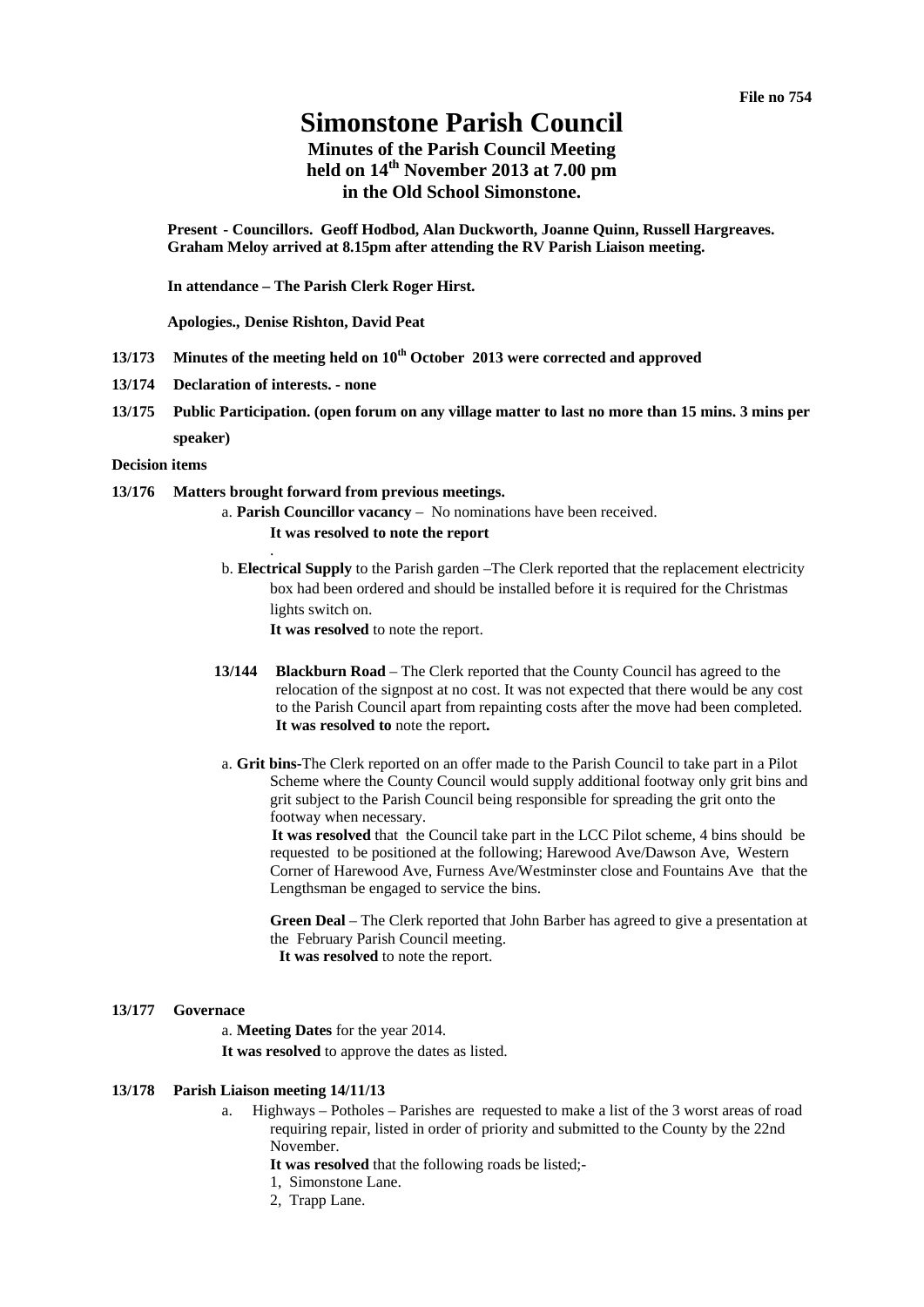File no 754

# Simonstone Parish Council

## Minutes of the Parish Council Meeting held on 14th November 2013 at 7.00 pm in the Old School Simonstone.

**Present - Councillors. Geoff Hodbod, Alan Duckworth, Joanne Quinn, Russell Hargreaves. Graham Meloy arrived at 8.15pm after attending the RV Parish Liaison meeting.**

**In attendance – The Parish Clerk Roger Hirst.**

**Apologies., Denise Rishton, David Peat**

**13/173 Minutes of the meeting held on 10th October 2013 were corrected and approved**

**13/174 Declaration of interests. - none**

**13/175 Public Participation. (open forum on any village matter to last no more than 15 mins. 3 mins per speaker)**

**Decision items**

**13/176 Matters brought forward from previous meetings.**

a. **Parish Councillor vacancy** – No nominations have been received.
**It was resolved to note the report**
.

b. **Electrical Supply** to the Parish garden –The Clerk reported that the replacement electricity box had been ordered and should be installed before it is required for the Christmas lights switch on.
**It was resolved** to note the report.

**13/144 Blackburn Road** – The Clerk reported that the County Council has agreed to the relocation of the signpost at no cost. It was not expected that there would be any cost to the Parish Council apart from repainting costs after the move had been completed.
**It was resolved to** note the report**.**

a. **Grit bins-**The Clerk reported on an offer made to the Parish Council to take part in a Pilot Scheme where the County Council would supply additional footway only grit bins and grit subject to the Parish Council being responsible for spreading the grit onto the footway when necessary.
**It was resolved** that the Council take part in the LCC Pilot scheme, 4 bins should be requested to be positioned at the following; Harewood Ave/Dawson Ave, Western Corner of Harewood Ave, Furness Ave/Westminster close and Fountains Ave that the Lengthsman be engaged to service the bins.

**Green Deal** – The Clerk reported that John Barber has agreed to give a presentation at the February Parish Council meeting.
**It was resolved** to note the report.

**13/177 Governace**

a. **Meeting Dates** for the year 2014.
**It was resolved** to approve the dates as listed.

**13/178 Parish Liaison meeting 14/11/13**

a. Highways – Potholes – Parishes are requested to make a list of the 3 worst areas of road requiring repair, listed in order of priority and submitted to the County by the 22nd November.
**It was resolved** that the following roads be listed;-
1, Simonstone Lane.
2, Trapp Lane.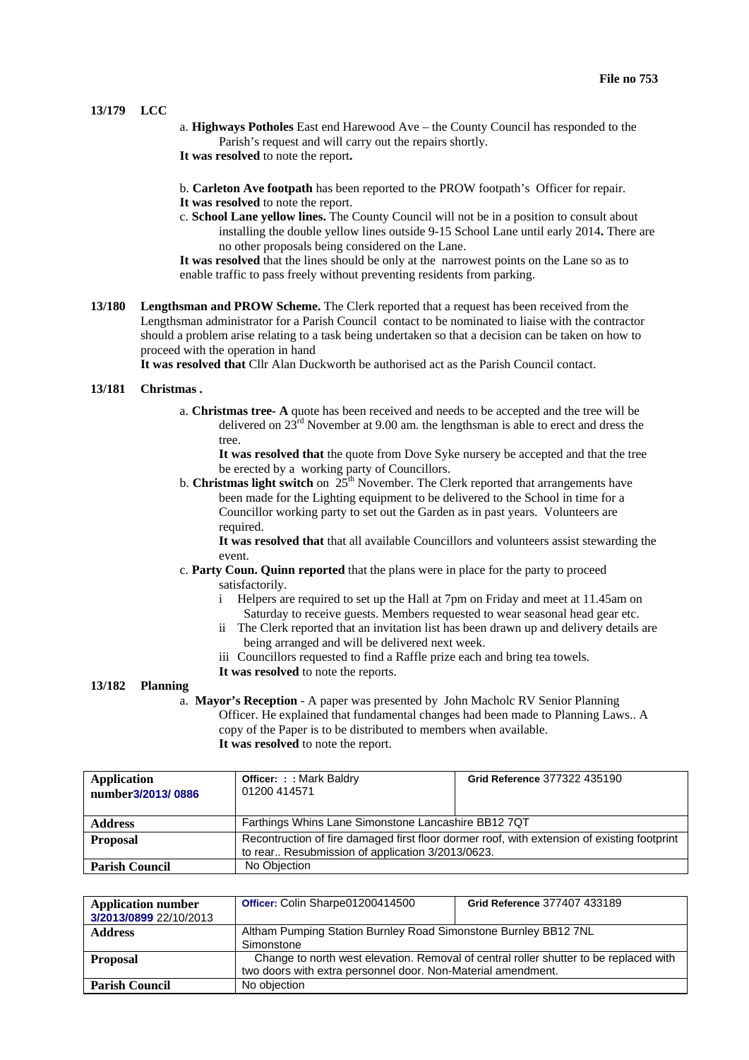**File no 753**

**13/179 LCC**

a. **Highways Potholes** East end Harewood Ave – the County Council has responded to the Parish's request and will carry out the repairs shortly.
**It was resolved** to note the report**.**

b. **Carleton Ave footpath** has been reported to the PROW footpath's Officer for repair.
**It was resolved** to note the report.

c. **School Lane yellow lines.** The County Council will not be in a position to consult about installing the double yellow lines outside 9-15 School Lane until early 2014**.** There are no other proposals being considered on the Lane.
**It was resolved** that the lines should be only at the narrowest points on the Lane so as to enable traffic to pass freely without preventing residents from parking.

**13/180 Lengthsman and PROW Scheme.** The Clerk reported that a request has been received from the Lengthsman administrator for a Parish Council contact to be nominated to liaise with the contractor should a problem arise relating to a task being undertaken so that a decision can be taken on how to proceed with the operation in hand
**It was resolved that** Cllr Alan Duckworth be authorised act as the Parish Council contact.

**13/181 Christmas .**

a. **Christmas tree- A** quote has been received and needs to be accepted and the tree will be delivered on 23rd November at 9.00 am. the lengthsman is able to erect and dress the tree.
**It was resolved that** the quote from Dove Syke nursery be accepted and that the tree be erected by a working party of Councillors.

b. **Christmas light switch** on 25th November. The Clerk reported that arrangements have been made for the Lighting equipment to be delivered to the School in time for a Councillor working party to set out the Garden as in past years. Volunteers are required.
**It was resolved that** that all available Councillors and volunteers assist stewarding the event.

c. **Party Coun. Quinn reported** that the plans were in place for the party to proceed satisfactorily.
  i Helpers are required to set up the Hall at 7pm on Friday and meet at 11.45am on Saturday to receive guests. Members requested to wear seasonal head gear etc.
  ii The Clerk reported that an invitation list has been drawn up and delivery details are being arranged and will be delivered next week.
  iii Councillors requested to find a Raffle prize each and bring tea towels.
**It was resolved** to note the reports.

**13/182 Planning**

a. **Mayor's Reception** - A paper was presented by John Macholc RV Senior Planning Officer. He explained that fundamental changes had been made to Planning Laws.. A copy of the Paper is to be distributed to members when available.
**It was resolved** to note the report.

| **Application number3/2013/ 0886** | **Officer: : :** Mark Baldry 01200 414571 | **Grid Reference** 377322 435190 |
|---|---|---|
| **Address** | Farthings Whins Lane Simonstone Lancashire BB12 7QT | |
| **Proposal** | Recontruction of fire damaged first floor dormer roof, with extension of existing footprint to rear.. Resubmission of application 3/2013/0623. | |
| **Parish Council** | No Objection | |

| **Application number 3/2013/0899** 22/10/2013 | **Officer:** Colin Sharpe01200414500 | **Grid Reference** 377407 433189 |
|---|---|---|
| **Address** | Altham Pumping Station Burnley Road Simonstone Burnley BB12 7NL Simonstone | |
| **Proposal** | Change to north west elevation. Removal of central roller shutter to be replaced with two doors with extra personnel door. Non-Material amendment. | |
| **Parish Council** | No objection | |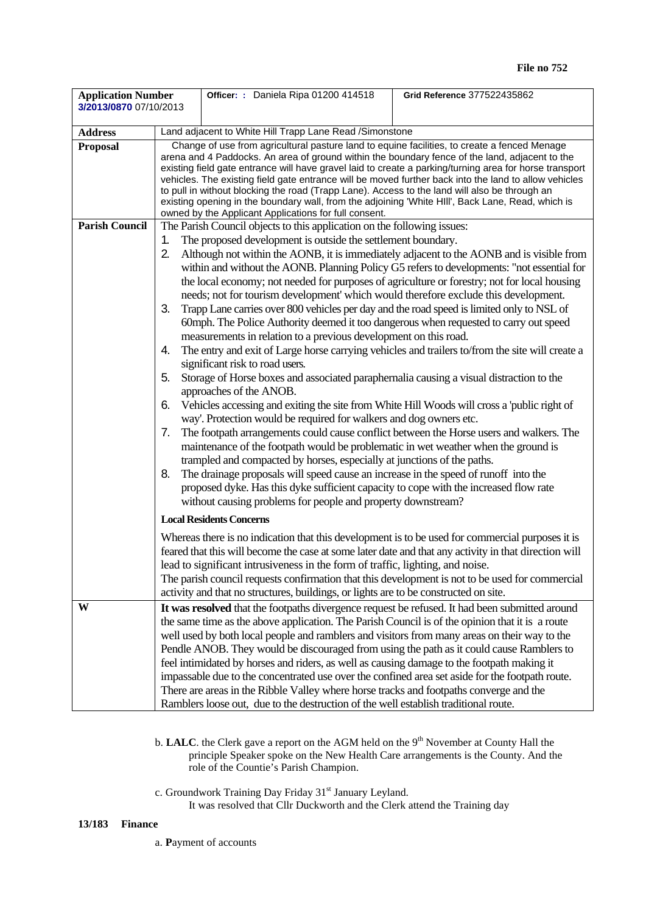**File no 752**

| **Application Number** 3/2013/0870 07/10/2013 | | **Officer: :** Daniela Ripa 01200 414518 | **Grid Reference** 377522435862 |
|---|---|---|---|
| **Address** | Land adjacent to White Hill Trapp Lane Read /Simonstone | | |
| **Proposal** | Change of use from agricultural pasture land to equine facilities, to create a fenced Menage arena and 4 Paddocks. An area of ground within the boundary fence of the land, adjacent to the existing field gate entrance will have gravel laid to create a parking/turning area for horse transport vehicles. The existing field gate entrance will be moved further back into the land to allow vehicles to pull in without blocking the road (Trapp Lane). Access to the land will also be through an existing opening in the boundary wall, from the adjoining 'White HIll', Back Lane, Read, which is owned by the Applicant Applications for full consent. | | |
| **Parish Council** | The Parish Council objects to this application on the following issues:<br>1. The proposed development is outside the settlement boundary.<br>2. Although not within the AONB, it is immediately adjacent to the AONB and is visible from within and without the AONB. Planning Policy G5 refers to developments: "not essential for the local economy; not needed for purposes of agriculture or forestry; not for local housing needs; not for tourism development' which would therefore exclude this development.<br>3. Trapp Lane carries over 800 vehicles per day and the road speed is limited only to NSL of 60mph. The Police Authority deemed it too dangerous when requested to carry out speed measurements in relation to a previous development on this road.<br>4. The entry and exit of Large horse carrying vehicles and trailers to/from the site will create a significant risk to road users.<br>5. Storage of Horse boxes and associated paraphernalia causing a visual distraction to the approaches of the ANOB.<br>6. Vehicles accessing and exiting the site from White Hill Woods will cross a 'public right of way'. Protection would be required for walkers and dog owners etc.<br>7. The footpath arrangements could cause conflict between the Horse users and walkers. The maintenance of the footpath would be problematic in wet weather when the ground is trampled and compacted by horses, especially at junctions of the paths.<br>8. The drainage proposals will speed cause an increase in the speed of runoff into the proposed dyke. Has this dyke sufficient capacity to cope with the increased flow rate without causing problems for people and property downstream?<br><br>**Local Residents Concerns**<br><br>Whereas there is no indication that this development is to be used for commercial purposes it is feared that this will become the case at some later date and that any activity in that direction will lead to significant intrusiveness in the form of traffic, lighting, and noise.<br>The parish council requests confirmation that this development is not to be used for commercial activity and that no structures, buildings, or lights are to be constructed on site. | | |
| **W** | **It was resolved** that the footpaths divergence request be refused. It had been submitted around the same time as the above application. The Parish Council is of the opinion that it is a route well used by both local people and ramblers and visitors from many areas on their way to the Pendle ANOB. They would be discouraged from using the path as it could cause Ramblers to feel intimidated by horses and riders, as well as causing damage to the footpath making it impassable due to the concentrated use over the confined area set aside for the footpath route. There are areas in the Ribble Valley where horse tracks and footpaths converge and the Ramblers loose out, due to the destruction of the well establish traditional route. | | |

b. **LALC**. the Clerk gave a report on the AGM held on the 9th November at County Hall the principle Speaker spoke on the New Health Care arrangements is the County. And the role of the Countie's Parish Champion.

c. Groundwork Training Day Friday 31st January Leyland.
It was resolved that Cllr Duckworth and the Clerk attend the Training day

**13/183 Finance**

a. **P**ayment of accounts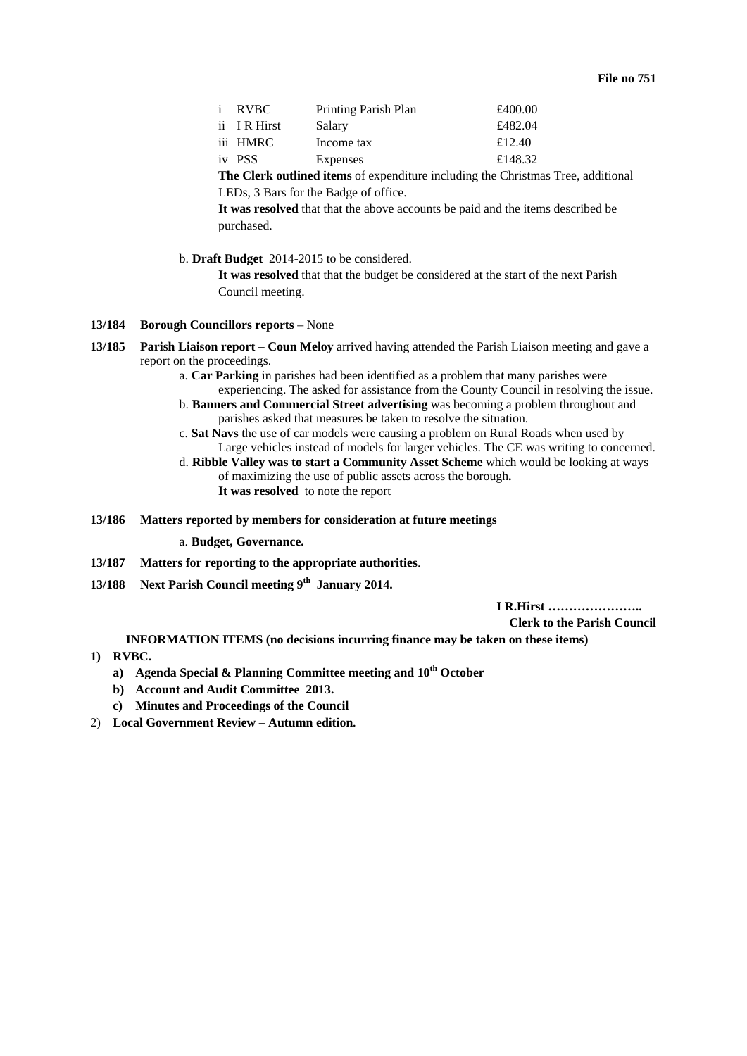| | | | |
|---|---|---|---|
| i | RVBC | Printing Parish Plan | £400.00 |
| ii | I R Hirst | Salary | £482.04 |
| iii | HMRC | Income tax | £12.40 |
| iv | PSS | Expenses | £148.32 |

**The Clerk outlined items** of expenditure including the Christmas Tree, additional LEDs, 3 Bars for the Badge of office.

**It was resolved** that that the above accounts be paid and the items described be purchased.

b. **Draft Budget** 2014-2015 to be considered.

**It was resolved** that that the budget be considered at the start of the next Parish Council meeting.

**13/184 Borough Councillors reports** – None

**13/185 Parish Liaison report – Coun Meloy** arrived having attended the Parish Liaison meeting and gave a report on the proceedings.

a. **Car Parking** in parishes had been identified as a problem that many parishes were experiencing. The asked for assistance from the County Council in resolving the issue.

b. **Banners and Commercial Street advertising** was becoming a problem throughout and parishes asked that measures be taken to resolve the situation.

c. **Sat Navs** the use of car models were causing a problem on Rural Roads when used by Large vehicles instead of models for larger vehicles. The CE was writing to concerned.

d. **Ribble Valley was to start a Community Asset Scheme** which would be looking at ways of maximizing the use of public assets across the borough**.**

**It was resolved** to note the report

**13/186 Matters reported by members for consideration at future meetings**

a. **Budget, Governance.**

**13/187 Matters for reporting to the appropriate authorities**.

**13/188 Next Parish Council meeting 9th January 2014.**

**I R.Hirst …………………..**

**Clerk to the Parish Council**

**INFORMATION ITEMS (no decisions incurring finance may be taken on these items)**

1) **RVBC.**
   a) **Agenda Special & Planning Committee meeting and 10th October**
   b) **Account and Audit Committee 2013.**
   c) **Minutes and Proceedings of the Council**
2) **Local Government Review – Autumn edition.**